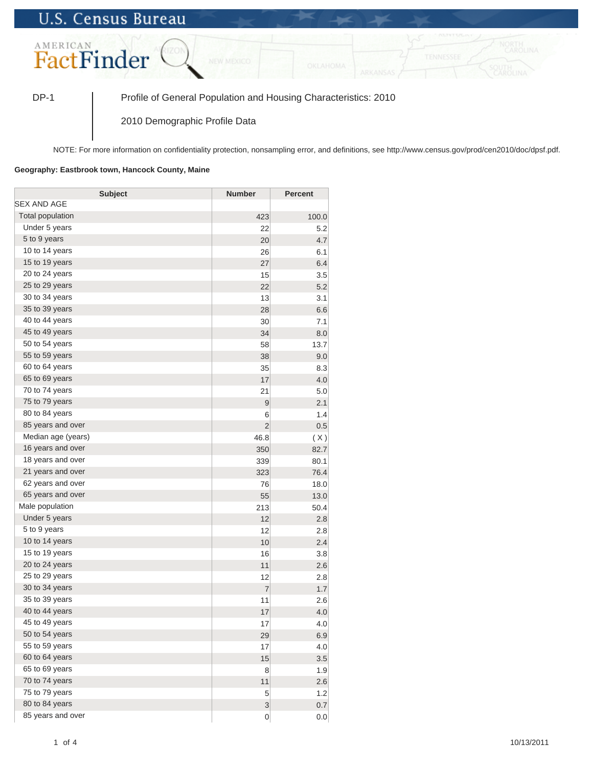U.S. Census Bureau

AMERICAN FactFinder

DP-1 | Profile of General Population and Housing Characteristics: 2010

2010 Demographic Profile Data

NOTE: For more information on confidentiality protection, nonsampling error, and definitions, see http://www.census.gov/prod/cen2010/doc/dpsf.pdf.

**Geography: Eastbrook town, Hancock County, Maine**

| Subject | Number | Percent |
|---|---|---|
| SEX AND AGE | | |
| Total population | 423 | 100.0 |
| Under 5 years | 22 | 5.2 |
| 5 to 9 years | 20 | 4.7 |
| 10 to 14 years | 26 | 6.1 |
| 15 to 19 years | 27 | 6.4 |
| 20 to 24 years | 15 | 3.5 |
| 25 to 29 years | 22 | 5.2 |
| 30 to 34 years | 13 | 3.1 |
| 35 to 39 years | 28 | 6.6 |
| 40 to 44 years | 30 | 7.1 |
| 45 to 49 years | 34 | 8.0 |
| 50 to 54 years | 58 | 13.7 |
| 55 to 59 years | 38 | 9.0 |
| 60 to 64 years | 35 | 8.3 |
| 65 to 69 years | 17 | 4.0 |
| 70 to 74 years | 21 | 5.0 |
| 75 to 79 years | 9 | 2.1 |
| 80 to 84 years | 6 | 1.4 |
| 85 years and over | 2 | 0.5 |
| Median age (years) | 46.8 | ( X ) |
| 16 years and over | 350 | 82.7 |
| 18 years and over | 339 | 80.1 |
| 21 years and over | 323 | 76.4 |
| 62 years and over | 76 | 18.0 |
| 65 years and over | 55 | 13.0 |
| Male population | 213 | 50.4 |
| Under 5 years | 12 | 2.8 |
| 5 to 9 years | 12 | 2.8 |
| 10 to 14 years | 10 | 2.4 |
| 15 to 19 years | 16 | 3.8 |
| 20 to 24 years | 11 | 2.6 |
| 25 to 29 years | 12 | 2.8 |
| 30 to 34 years | 7 | 1.7 |
| 35 to 39 years | 11 | 2.6 |
| 40 to 44 years | 17 | 4.0 |
| 45 to 49 years | 17 | 4.0 |
| 50 to 54 years | 29 | 6.9 |
| 55 to 59 years | 17 | 4.0 |
| 60 to 64 years | 15 | 3.5 |
| 65 to 69 years | 8 | 1.9 |
| 70 to 74 years | 11 | 2.6 |
| 75 to 79 years | 5 | 1.2 |
| 80 to 84 years | 3 | 0.7 |
| 85 years and over | 0 | 0.0 |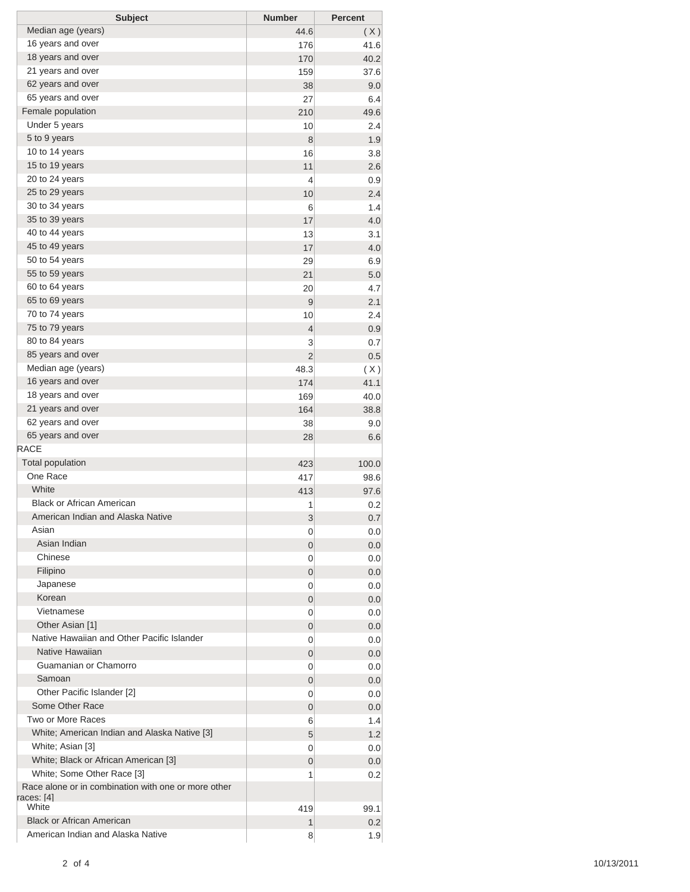| Subject | Number | Percent |
|---|---|---|
| Median age (years) | 44.6 | ( X ) |
| 16 years and over | 176 | 41.6 |
| 18 years and over | 170 | 40.2 |
| 21 years and over | 159 | 37.6 |
| 62 years and over | 38 | 9.0 |
| 65 years and over | 27 | 6.4 |
| Female population | 210 | 49.6 |
| Under 5 years | 10 | 2.4 |
| 5 to 9 years | 8 | 1.9 |
| 10 to 14 years | 16 | 3.8 |
| 15 to 19 years | 11 | 2.6 |
| 20 to 24 years | 4 | 0.9 |
| 25 to 29 years | 10 | 2.4 |
| 30 to 34 years | 6 | 1.4 |
| 35 to 39 years | 17 | 4.0 |
| 40 to 44 years | 13 | 3.1 |
| 45 to 49 years | 17 | 4.0 |
| 50 to 54 years | 29 | 6.9 |
| 55 to 59 years | 21 | 5.0 |
| 60 to 64 years | 20 | 4.7 |
| 65 to 69 years | 9 | 2.1 |
| 70 to 74 years | 10 | 2.4 |
| 75 to 79 years | 4 | 0.9 |
| 80 to 84 years | 3 | 0.7 |
| 85 years and over | 2 | 0.5 |
| Median age (years) | 48.3 | ( X ) |
| 16 years and over | 174 | 41.1 |
| 18 years and over | 169 | 40.0 |
| 21 years and over | 164 | 38.8 |
| 62 years and over | 38 | 9.0 |
| 65 years and over | 28 | 6.6 |
| RACE | | |
| Total population | 423 | 100.0 |
| One Race | 417 | 98.6 |
| White | 413 | 97.6 |
| Black or African American | 1 | 0.2 |
| American Indian and Alaska Native | 3 | 0.7 |
| Asian | 0 | 0.0 |
| Asian Indian | 0 | 0.0 |
| Chinese | 0 | 0.0 |
| Filipino | 0 | 0.0 |
| Japanese | 0 | 0.0 |
| Korean | 0 | 0.0 |
| Vietnamese | 0 | 0.0 |
| Other Asian [1] | 0 | 0.0 |
| Native Hawaiian and Other Pacific Islander | 0 | 0.0 |
| Native Hawaiian | 0 | 0.0 |
| Guamanian or Chamorro | 0 | 0.0 |
| Samoan | 0 | 0.0 |
| Other Pacific Islander [2] | 0 | 0.0 |
| Some Other Race | 0 | 0.0 |
| Two or More Races | 6 | 1.4 |
| White; American Indian and Alaska Native [3] | 5 | 1.2 |
| White; Asian [3] | 0 | 0.0 |
| White; Black or African American [3] | 0 | 0.0 |
| White; Some Other Race [3] | 1 | 0.2 |
| Race alone or in combination with one or more other races: [4] | | |
| White | 419 | 99.1 |
| Black or African American | 1 | 0.2 |
| American Indian and Alaska Native | 8 | 1.9 |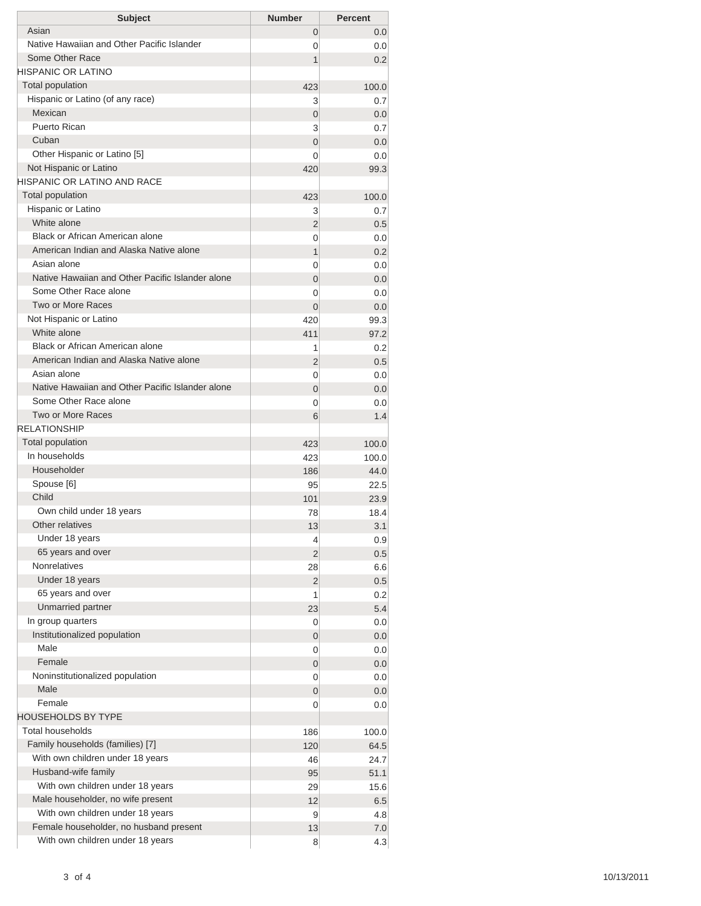| Subject | Number | Percent |
| --- | --- | --- |
| Asian | 0 | 0.0 |
| Native Hawaiian and Other Pacific Islander | 0 | 0.0 |
| Some Other Race | 1 | 0.2 |
| HISPANIC OR LATINO | | |
| Total population | 423 | 100.0 |
| Hispanic or Latino (of any race) | 3 | 0.7 |
| Mexican | 0 | 0.0 |
| Puerto Rican | 3 | 0.7 |
| Cuban | 0 | 0.0 |
| Other Hispanic or Latino [5] | 0 | 0.0 |
| Not Hispanic or Latino | 420 | 99.3 |
| HISPANIC OR LATINO AND RACE | | |
| Total population | 423 | 100.0 |
| Hispanic or Latino | 3 | 0.7 |
| White alone | 2 | 0.5 |
| Black or African American alone | 0 | 0.0 |
| American Indian and Alaska Native alone | 1 | 0.2 |
| Asian alone | 0 | 0.0 |
| Native Hawaiian and Other Pacific Islander alone | 0 | 0.0 |
| Some Other Race alone | 0 | 0.0 |
| Two or More Races | 0 | 0.0 |
| Not Hispanic or Latino | 420 | 99.3 |
| White alone | 411 | 97.2 |
| Black or African American alone | 1 | 0.2 |
| American Indian and Alaska Native alone | 2 | 0.5 |
| Asian alone | 0 | 0.0 |
| Native Hawaiian and Other Pacific Islander alone | 0 | 0.0 |
| Some Other Race alone | 0 | 0.0 |
| Two or More Races | 6 | 1.4 |
| RELATIONSHIP | | |
| Total population | 423 | 100.0 |
| In households | 423 | 100.0 |
| Householder | 186 | 44.0 |
| Spouse [6] | 95 | 22.5 |
| Child | 101 | 23.9 |
| Own child under 18 years | 78 | 18.4 |
| Other relatives | 13 | 3.1 |
| Under 18 years | 4 | 0.9 |
| 65 years and over | 2 | 0.5 |
| Nonrelatives | 28 | 6.6 |
| Under 18 years | 2 | 0.5 |
| 65 years and over | 1 | 0.2 |
| Unmarried partner | 23 | 5.4 |
| In group quarters | 0 | 0.0 |
| Institutionalized population | 0 | 0.0 |
| Male | 0 | 0.0 |
| Female | 0 | 0.0 |
| Noninstitutionalized population | 0 | 0.0 |
| Male | 0 | 0.0 |
| Female | 0 | 0.0 |
| HOUSEHOLDS BY TYPE | | |
| Total households | 186 | 100.0 |
| Family households (families) [7] | 120 | 64.5 |
| With own children under 18 years | 46 | 24.7 |
| Husband-wife family | 95 | 51.1 |
| With own children under 18 years | 29 | 15.6 |
| Male householder, no wife present | 12 | 6.5 |
| With own children under 18 years | 9 | 4.8 |
| Female householder, no husband present | 13 | 7.0 |
| With own children under 18 years | 8 | 4.3 |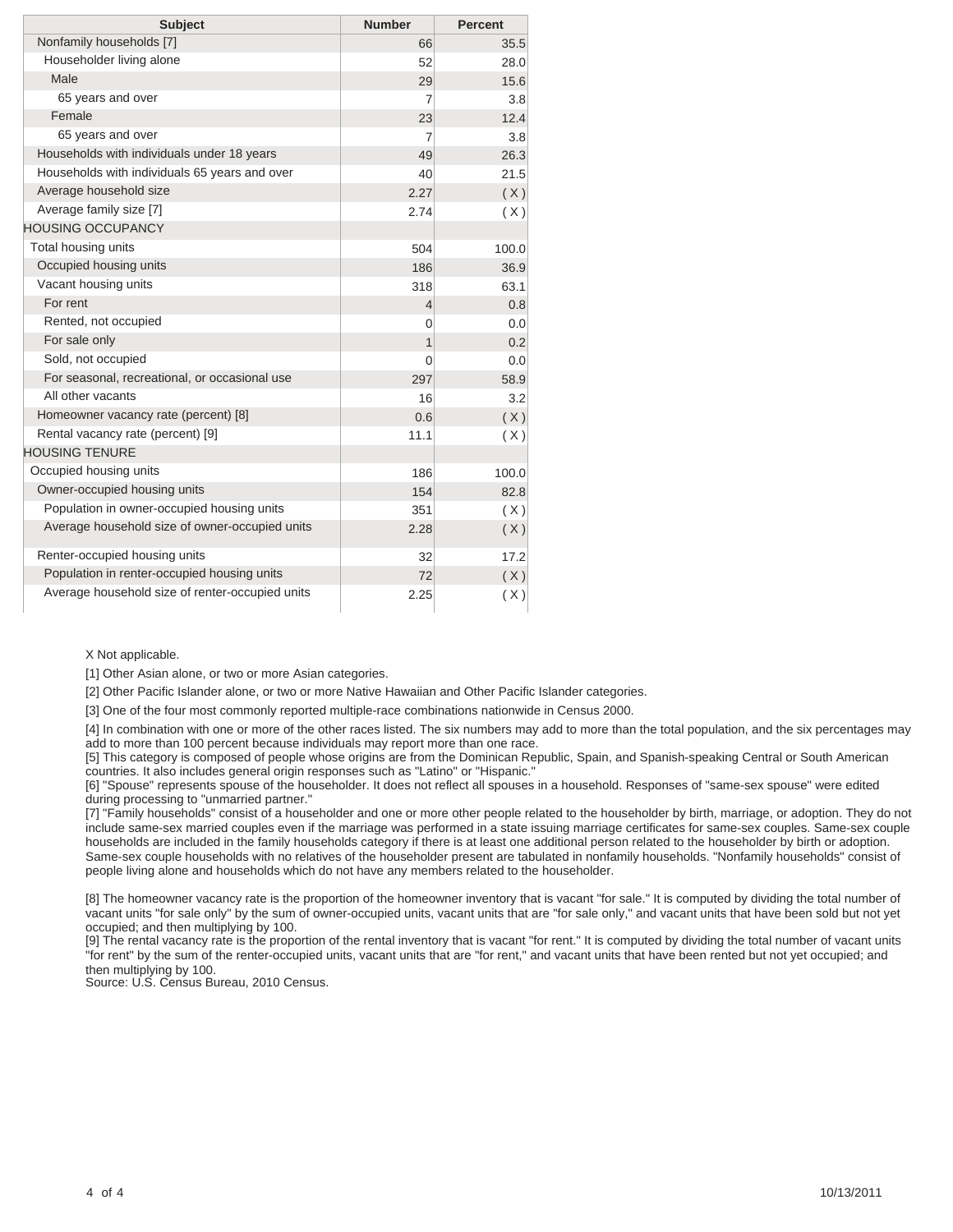| Subject | Number | Percent |
|---|---|---|
| Nonfamily households [7] | 66 | 35.5 |
| Householder living alone | 52 | 28.0 |
| Male | 29 | 15.6 |
| 65 years and over | 7 | 3.8 |
| Female | 23 | 12.4 |
| 65 years and over | 7 | 3.8 |
| Households with individuals under 18 years | 49 | 26.3 |
| Households with individuals 65 years and over | 40 | 21.5 |
| Average household size | 2.27 | ( X ) |
| Average family size [7] | 2.74 | ( X ) |
| HOUSING OCCUPANCY | | |
| Total housing units | 504 | 100.0 |
| Occupied housing units | 186 | 36.9 |
| Vacant housing units | 318 | 63.1 |
| For rent | 4 | 0.8 |
| Rented, not occupied | 0 | 0.0 |
| For sale only | 1 | 0.2 |
| Sold, not occupied | 0 | 0.0 |
| For seasonal, recreational, or occasional use | 297 | 58.9 |
| All other vacants | 16 | 3.2 |
| Homeowner vacancy rate (percent) [8] | 0.6 | ( X ) |
| Rental vacancy rate (percent) [9] | 11.1 | ( X ) |
| HOUSING TENURE | | |
| Occupied housing units | 186 | 100.0 |
| Owner-occupied housing units | 154 | 82.8 |
| Population in owner-occupied housing units | 351 | ( X ) |
| Average household size of owner-occupied units | 2.28 | ( X ) |
| Renter-occupied housing units | 32 | 17.2 |
| Population in renter-occupied housing units | 72 | ( X ) |
| Average household size of renter-occupied units | 2.25 | ( X ) |

X Not applicable.

[1] Other Asian alone, or two or more Asian categories.

[2] Other Pacific Islander alone, or two or more Native Hawaiian and Other Pacific Islander categories.

[3] One of the four most commonly reported multiple-race combinations nationwide in Census 2000.

[4] In combination with one or more of the other races listed. The six numbers may add to more than the total population, and the six percentages may add to more than 100 percent because individuals may report more than one race.

[5] This category is composed of people whose origins are from the Dominican Republic, Spain, and Spanish-speaking Central or South American countries. It also includes general origin responses such as "Latino" or "Hispanic."

[6] "Spouse" represents spouse of the householder. It does not reflect all spouses in a household. Responses of "same-sex spouse" were edited during processing to "unmarried partner."

[7] "Family households" consist of a householder and one or more other people related to the householder by birth, marriage, or adoption. They do not include same-sex married couples even if the marriage was performed in a state issuing marriage certificates for same-sex couples. Same-sex couple households are included in the family households category if there is at least one additional person related to the householder by birth or adoption. Same-sex couple households with no relatives of the householder present are tabulated in nonfamily households. "Nonfamily households" consist of people living alone and households which do not have any members related to the householder.

[8] The homeowner vacancy rate is the proportion of the homeowner inventory that is vacant "for sale." It is computed by dividing the total number of vacant units "for sale only" by the sum of owner-occupied units, vacant units that are "for sale only," and vacant units that have been sold but not yet occupied; and then multiplying by 100.

[9] The rental vacancy rate is the proportion of the rental inventory that is vacant "for rent." It is computed by dividing the total number of vacant units "for rent" by the sum of the renter-occupied units, vacant units that are "for rent," and vacant units that have been rented but not yet occupied; and then multiplying by 100.

Source: U.S. Census Bureau, 2010 Census.